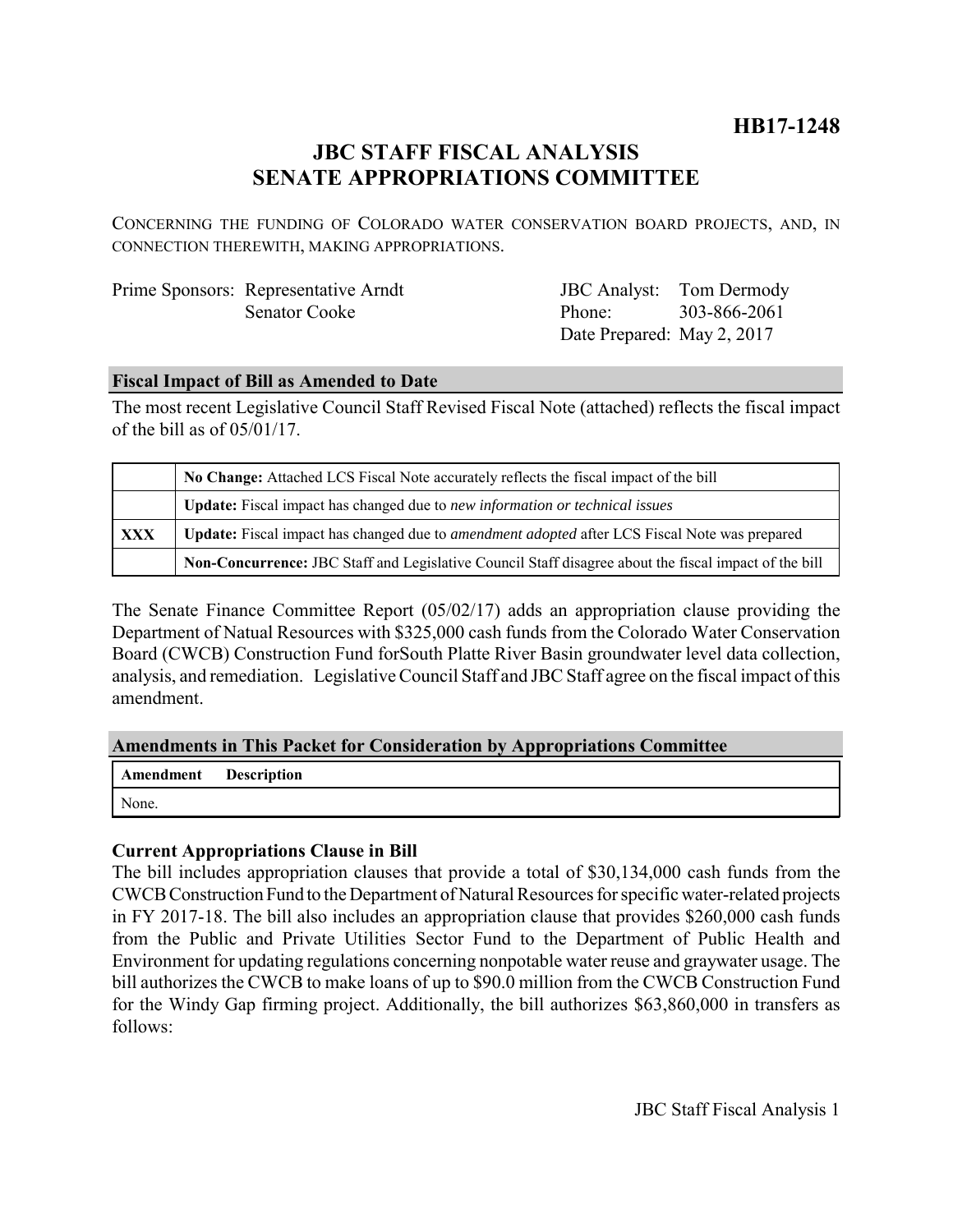**HB17-1248**

# JBC STAFF FISCAL ANALYSIS
# SENATE APPROPRIATIONS COMMITTEE

CONCERNING THE FUNDING OF COLORADO WATER CONSERVATION BOARD PROJECTS, AND, IN CONNECTION THEREWITH, MAKING APPROPRIATIONS.

| | | | |
|---|---|---|---|
| Prime Sponsors: | Representative Arndt | JBC Analyst: | Tom Dermody |
| | Senator Cooke | Phone: | 303-866-2061 |
| | | Date Prepared: | May 2, 2017 |

## Fiscal Impact of Bill as Amended to Date

The most recent Legislative Council Staff Revised Fiscal Note (attached) reflects the fiscal impact of the bill as of 05/01/17.

| | |
|---|---|
| | **No Change:** Attached LCS Fiscal Note accurately reflects the fiscal impact of the bill |
| | **Update:** Fiscal impact has changed due to *new information or technical issues* |
| **XXX** | **Update:** Fiscal impact has changed due to *amendment adopted* after LCS Fiscal Note was prepared |
| | **Non-Concurrence:** JBC Staff and Legislative Council Staff disagree about the fiscal impact of the bill |

The Senate Finance Committee Report (05/02/17) adds an appropriation clause providing the Department of Natual Resources with $325,000 cash funds from the Colorado Water Conservation Board (CWCB) Construction Fund forSouth Platte River Basin groundwater level data collection, analysis, and remediation. Legislative Council Staff and JBC Staff agree on the fiscal impact of this amendment.

## Amendments in This Packet for Consideration by Appropriations Committee

| Amendment | Description |
|---|---|
| None. | |

### Current Appropriations Clause in Bill

The bill includes appropriation clauses that provide a total of $30,134,000 cash funds from the CWCB Construction Fund to the Department of Natural Resources for specific water-related projects in FY 2017-18. The bill also includes an appropriation clause that provides $260,000 cash funds from the Public and Private Utilities Sector Fund to the Department of Public Health and Environment for updating regulations concerning nonpotable water reuse and graywater usage. The bill authorizes the CWCB to make loans of up to $90.0 million from the CWCB Construction Fund for the Windy Gap firming project. Additionally, the bill authorizes $63,860,000 in transfers as follows: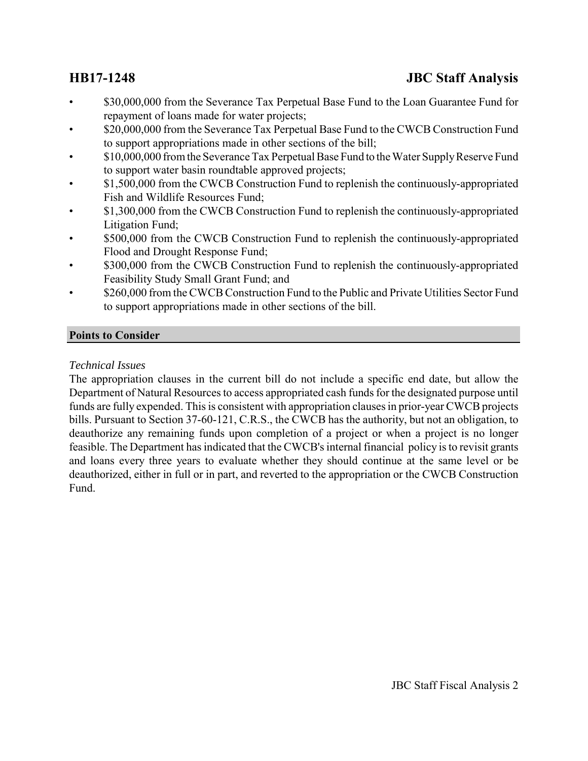- $30,000,000 from the Severance Tax Perpetual Base Fund to the Loan Guarantee Fund for repayment of loans made for water projects;
- $20,000,000 from the Severance Tax Perpetual Base Fund to the CWCB Construction Fund to support appropriations made in other sections of the bill;
- $10,000,000 from the Severance Tax Perpetual Base Fund to the Water Supply Reserve Fund to support water basin roundtable approved projects;
- $1,500,000 from the CWCB Construction Fund to replenish the continuously-appropriated Fish and Wildlife Resources Fund;
- $1,300,000 from the CWCB Construction Fund to replenish the continuously-appropriated Litigation Fund;
- $500,000 from the CWCB Construction Fund to replenish the continuously-appropriated Flood and Drought Response Fund;
- $300,000 from the CWCB Construction Fund to replenish the continuously-appropriated Feasibility Study Small Grant Fund; and
- $260,000 from the CWCB Construction Fund to the Public and Private Utilities Sector Fund to support appropriations made in other sections of the bill.

## Points to Consider

*Technical Issues*

The appropriation clauses in the current bill do not include a specific end date, but allow the Department of Natural Resources to access appropriated cash funds for the designated purpose until funds are fully expended. This is consistent with appropriation clauses in prior-year CWCB projects bills. Pursuant to Section 37-60-121, C.R.S., the CWCB has the authority, but not an obligation, to deauthorize any remaining funds upon completion of a project or when a project is no longer feasible. The Department has indicated that the CWCB's internal financial policy is to revisit grants and loans every three years to evaluate whether they should continue at the same level or be deauthorized, either in full or in part, and reverted to the appropriation or the CWCB Construction Fund.